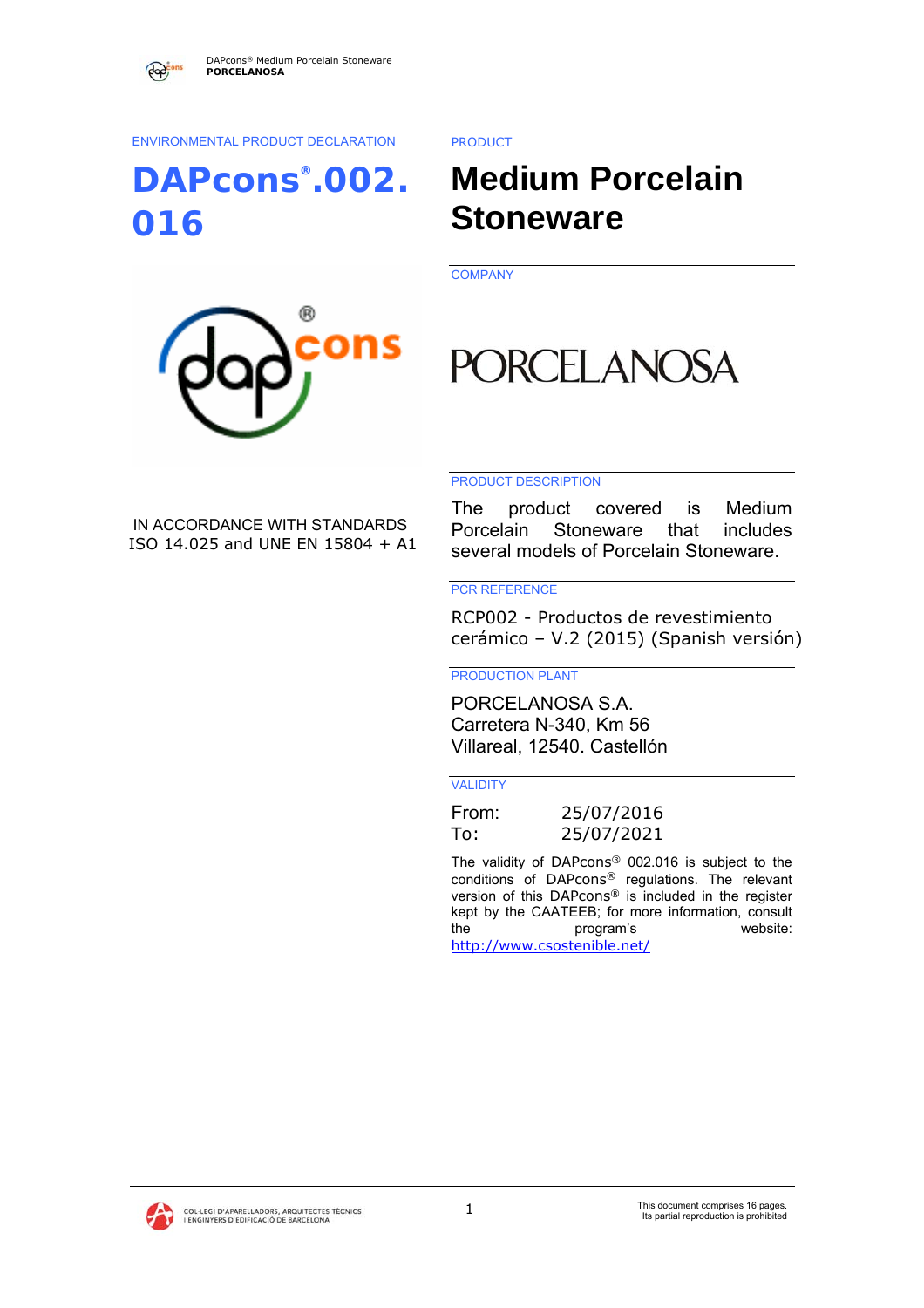ENVIRONMENTAL PRODUCT DECLARATION

# DAPcons®.002.016

IN ACCORDANCE WITH STANDARDS
ISO 14.025 and UNE EN 15804 + A1

PRODUCT

# Medium Porcelain Stoneware

COMPANY

PORCELANOSA

PRODUCT DESCRIPTION

The product covered is Medium Porcelain Stoneware that includes several models of Porcelain Stoneware.

PCR REFERENCE

RCP002 - Productos de revestimiento cerámico – V.2 (2015) (Spanish versión)

PRODUCTION PLANT

PORCELANOSA S.A.
Carretera N-340, Km 56
Villareal, 12540. Castellón

VALIDITY

From: 25/07/2016
To: 25/07/2021

The validity of DAPcons® 002.016 is subject to the conditions of DAPcons® regulations. The relevant version of this DAPcons® is included in the register kept by the CAATEEB; for more information, consult the program's website: http://www.csostenible.net/

COL·LEGI D'APARELLADORS, ARQUITECTES TÈCNICS I ENGINYERS D'EDIFICACIÓ DE BARCELONA

This document comprises 16 pages. Its partial reproduction is prohibited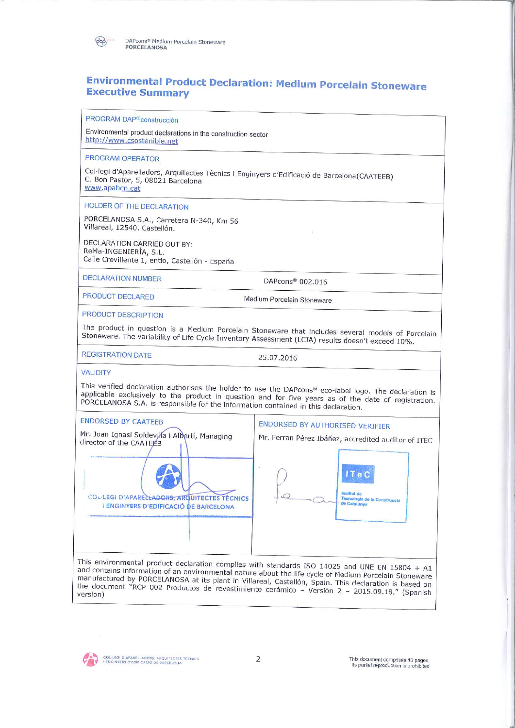# Environmental Product Declaration: Medium Porcelain Stoneware Executive Summary

**PROGRAM DAP®construcción**

Environmental product declarations in the construction sector
http://www.csostenible.net

**PROGRAM OPERATOR**

Col·legi d'Aparelladors, Arquitectes Tècnics i Enginyers d'Edificació de Barcelona(CAATEEB)
C. Bon Pastor, 5, 08021 Barcelona
www.apabcn.cat

**HOLDER OF THE DECLARATION**

PORCELANOSA S.A., Carretera N-340, Km 56
Villareal, 12540. Castellón.

DECLARATION CARRIED OUT BY:
ReMa-INGENIERÍA, S.L.
Calle Crevillente 1, entlo, Castellón - España

| | |
|---|---|
| DECLARATION NUMBER | DAPcons® 002.016 |
| PRODUCT DECLARED | Medium Porcelain Stoneware |

**PRODUCT DESCRIPTION**

The product in question is a Medium Porcelain Stoneware that includes several models of Porcelain Stoneware. The variability of Life Cycle Inventory Assessment (LCIA) results doesn't exceed 10%.

| | |
|---|---|
| REGISTRATION DATE | 25.07.2016 |

**VALIDITY**

This verified declaration authorises the holder to use the DAPcons® eco-label logo. The declaration is applicable exclusively to the product in question and for five years as of the date of registration. PORCELANOSA S.A. is responsible for the information contained in this declaration.

| ENDORSED BY CAATEEB | ENDORSED BY AUTHORISED VERIFIER |
|---|---|
| Mr. Joan Ignasi Soldevilla i Albertí, Managing director of the CAATEEB | Mr. Ferran Pérez Ibáñez, accredited auditor of ITEC |
| COL·LEGI D'APARELLADORS, ARQUITECTES TÈCNICS I ENGINYERS D'EDIFICACIÓ DE BARCELONA | ITeC Institut de Tecnologia de la Construcció de Catalunya |

This environmental product declaration complies with standards ISO 14025 and UNE EN 15804 + A1 and contains information of an environmental nature about the life cycle of Medium Porcelain Stoneware manufactured by PORCELANOSA at its plant in Villareal, Castellón, Spain. This declaration is based on the document "RCP 002 Productos de revestimiento cerámico – Versión 2 – 2015.09.18." (Spanish version)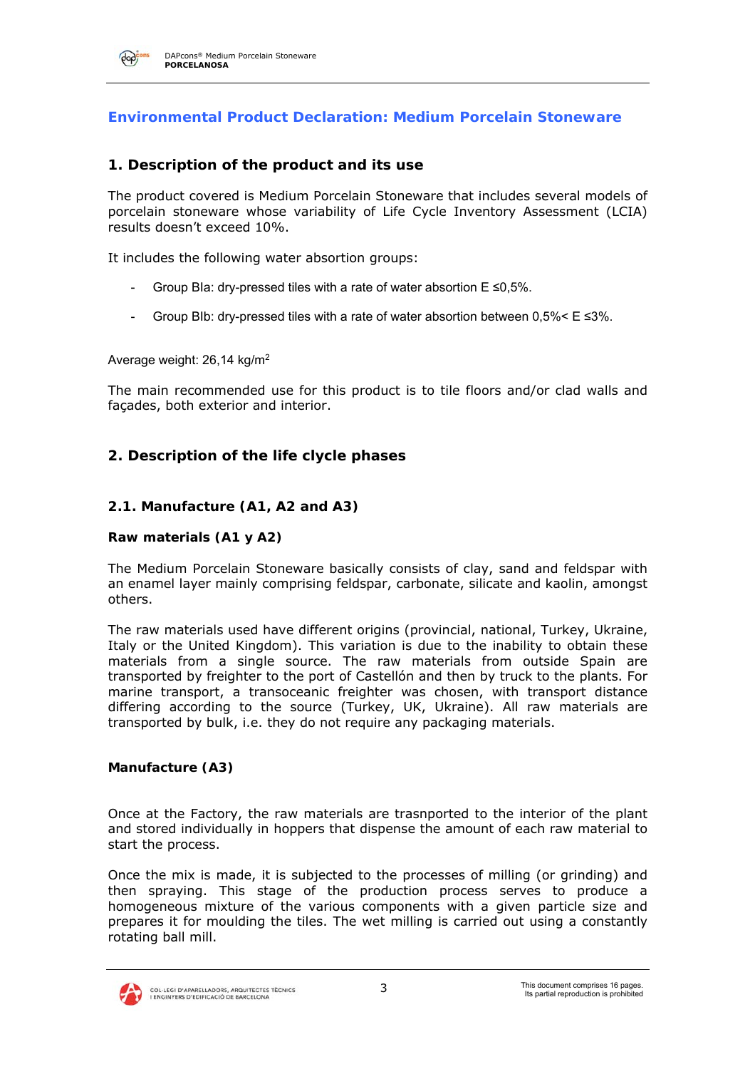## Environmental Product Declaration: Medium Porcelain Stoneware

### 1. Description of the product and its use

The product covered is Medium Porcelain Stoneware that includes several models of porcelain stoneware whose variability of Life Cycle Inventory Assessment (LCIA) results doesn't exceed 10%.

It includes the following water absorption groups:

- Group BIa: dry-pressed tiles with a rate of water absorption E ≤0,5%.
- Group BIb: dry-pressed tiles with a rate of water absorption between 0,5%< E ≤3%.

Average weight: 26,14 kg/m$^2$

The main recommended use for this product is to tile floors and/or clad walls and façades, both exterior and interior.

### 2. Description of the life clycle phases

#### 2.1. Manufacture (A1, A2 and A3)

**Raw materials (A1 y A2)**

The Medium Porcelain Stoneware basically consists of clay, sand and feldspar with an enamel layer mainly comprising feldspar, carbonate, silicate and kaolin, amongst others.

The raw materials used have different origins (provincial, national, Turkey, Ukraine, Italy or the United Kingdom). This variation is due to the inability to obtain these materials from a single source. The raw materials from outside Spain are transported by freighter to the port of Castellón and then by truck to the plants. For marine transport, a transoceanic freighter was chosen, with transport distance differing according to the source (Turkey, UK, Ukraine). All raw materials are transported by bulk, i.e. they do not require any packaging materials.

**Manufacture (A3)**

Once at the Factory, the raw materials are trasnported to the interior of the plant and stored individually in hoppers that dispense the amount of each raw material to start the process.

Once the mix is made, it is subjected to the processes of milling (or grinding) and then spraying. This stage of the production process serves to produce a homogeneous mixture of the various components with a given particle size and prepares it for moulding the tiles. The wet milling is carried out using a constantly rotating ball mill.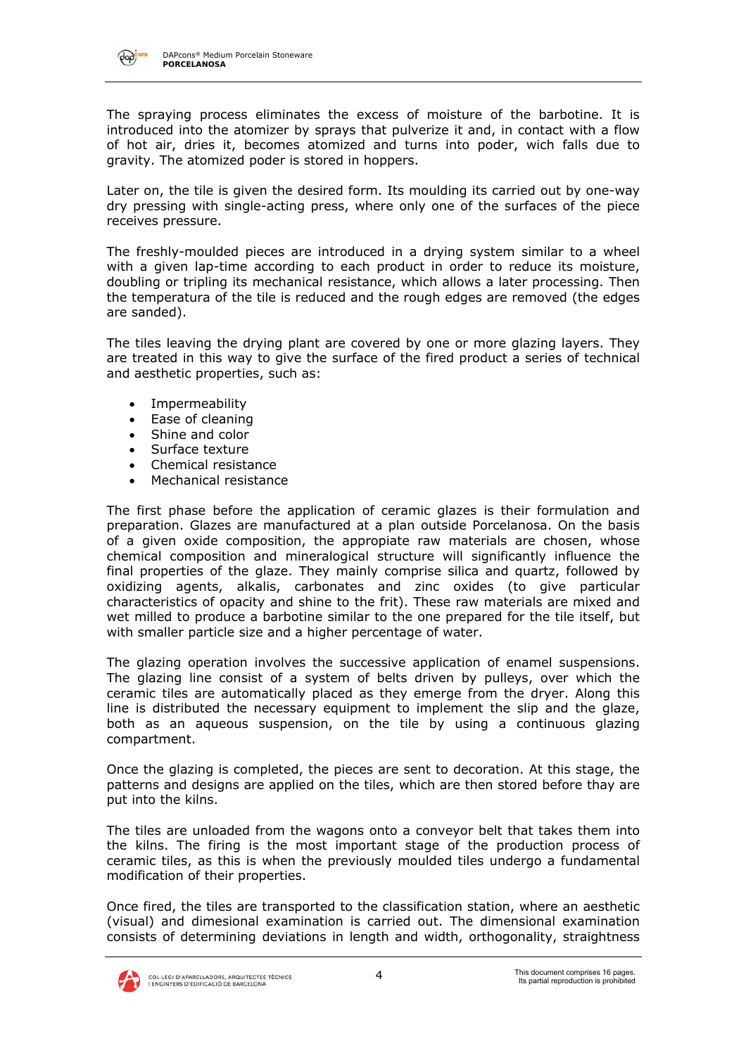The spraying process eliminates the excess of moisture of the barbotine. It is introduced into the atomizer by sprays that pulverize it and, in contact with a flow of hot air, dries it, becomes atomized and turns into poder, wich falls due to gravity. The atomized poder is stored in hoppers.

Later on, the tile is given the desired form. Its moulding its carried out by one-way dry pressing with single-acting press, where only one of the surfaces of the piece receives pressure.

The freshly-moulded pieces are introduced in a drying system similar to a wheel with a given lap-time according to each product in order to reduce its moisture, doubling or tripling its mechanical resistance, which allows a later processing. Then the temperatura of the tile is reduced and the rough edges are removed (the edges are sanded).

The tiles leaving the drying plant are covered by one or more glazing layers. They are treated in this way to give the surface of the fired product a series of technical and aesthetic properties, such as:

- Impermeability
- Ease of cleaning
- Shine and color
- Surface texture
- Chemical resistance
- Mechanical resistance

The first phase before the application of ceramic glazes is their formulation and preparation. Glazes are manufactured at a plan outside Porcelanosa. On the basis of a given oxide composition, the appropiate raw materials are chosen, whose chemical composition and mineralogical structure will significantly influence the final properties of the glaze. They mainly comprise silica and quartz, followed by oxidizing agents, alkalis, carbonates and zinc oxides (to give particular characteristics of opacity and shine to the frit). These raw materials are mixed and wet milled to produce a barbotine similar to the one prepared for the tile itself, but with smaller particle size and a higher percentage of water.

The glazing operation involves the successive application of enamel suspensions. The glazing line consist of a system of belts driven by pulleys, over which the ceramic tiles are automatically placed as they emerge from the dryer. Along this line is distributed the necessary equipment to implement the slip and the glaze, both as an aqueous suspension, on the tile by using a continuous glazing compartment.

Once the glazing is completed, the pieces are sent to decoration. At this stage, the patterns and designs are applied on the tiles, which are then stored before thay are put into the kilns.

The tiles are unloaded from the wagons onto a conveyor belt that takes them into the kilns. The firing is the most important stage of the production process of ceramic tiles, as this is when the previously moulded tiles undergo a fundamental modification of their properties.

Once fired, the tiles are transported to the classification station, where an aesthetic (visual) and dimesional examination is carried out. The dimensional examination consists of determining deviations in length and width, orthogonality, straightness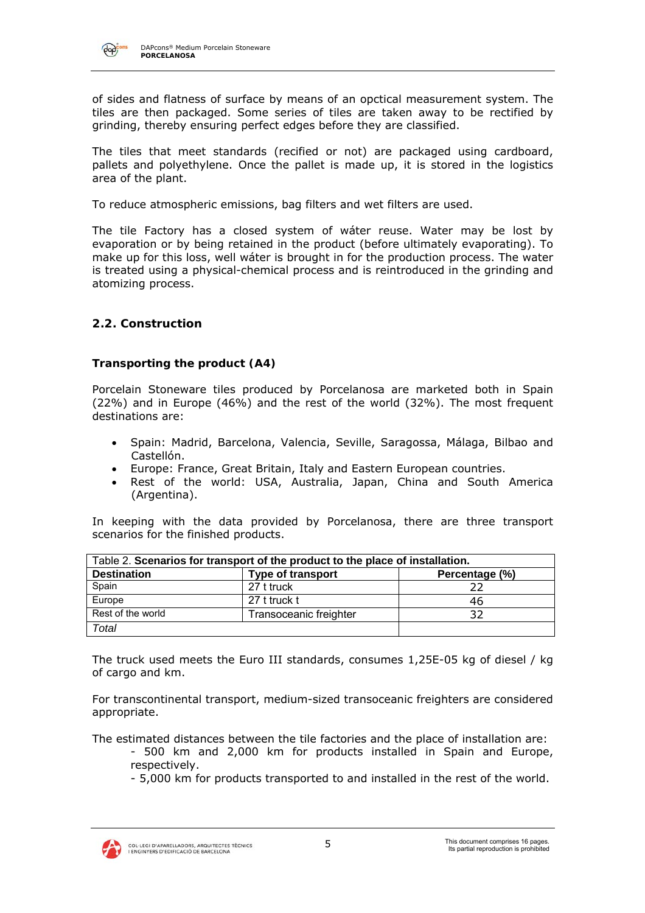of sides and flatness of surface by means of an opctical measurement system. The tiles are then packaged. Some series of tiles are taken away to be rectified by grinding, thereby ensuring perfect edges before they are classified.

The tiles that meet standards (recified or not) are packaged using cardboard, pallets and polyethylene. Once the pallet is made up, it is stored in the logistics area of the plant.

To reduce atmospheric emissions, bag filters and wet filters are used.

The tile Factory has a closed system of wáter reuse. Water may be lost by evaporation or by being retained in the product (before ultimately evaporating). To make up for this loss, well wáter is brought in for the production process. The water is treated using a physical-chemical process and is reintroduced in the grinding and atomizing process.

## 2.2. Construction

### Transporting the product (A4)

Porcelain Stoneware tiles produced by Porcelanosa are marketed both in Spain (22%) and in Europe (46%) and the rest of the world (32%). The most frequent destinations are:

- Spain: Madrid, Barcelona, Valencia, Seville, Saragossa, Málaga, Bilbao and Castellón.
- Europe: France, Great Britain, Italy and Eastern European countries.
- Rest of the world: USA, Australia, Japan, China and South America (Argentina).

In keeping with the data provided by Porcelanosa, there are three transport scenarios for the finished products.

Table 2. **Scenarios for transport of the product to the place of installation.**

| Destination | Type of transport | Percentage (%) |
|---|---|---|
| Spain | 27 t truck | 22 |
| Europe | 27 t truck t | 46 |
| Rest of the world | Transoceanic freighter | 32 |
| *Total* | | |

The truck used meets the Euro III standards, consumes 1,25E-05 kg of diesel / kg of cargo and km.

For transcontinental transport, medium-sized transoceanic freighters are considered appropriate.

The estimated distances between the tile factories and the place of installation are:

- 500 km and 2,000 km for products installed in Spain and Europe, respectively.
- 5,000 km for products transported to and installed in the rest of the world.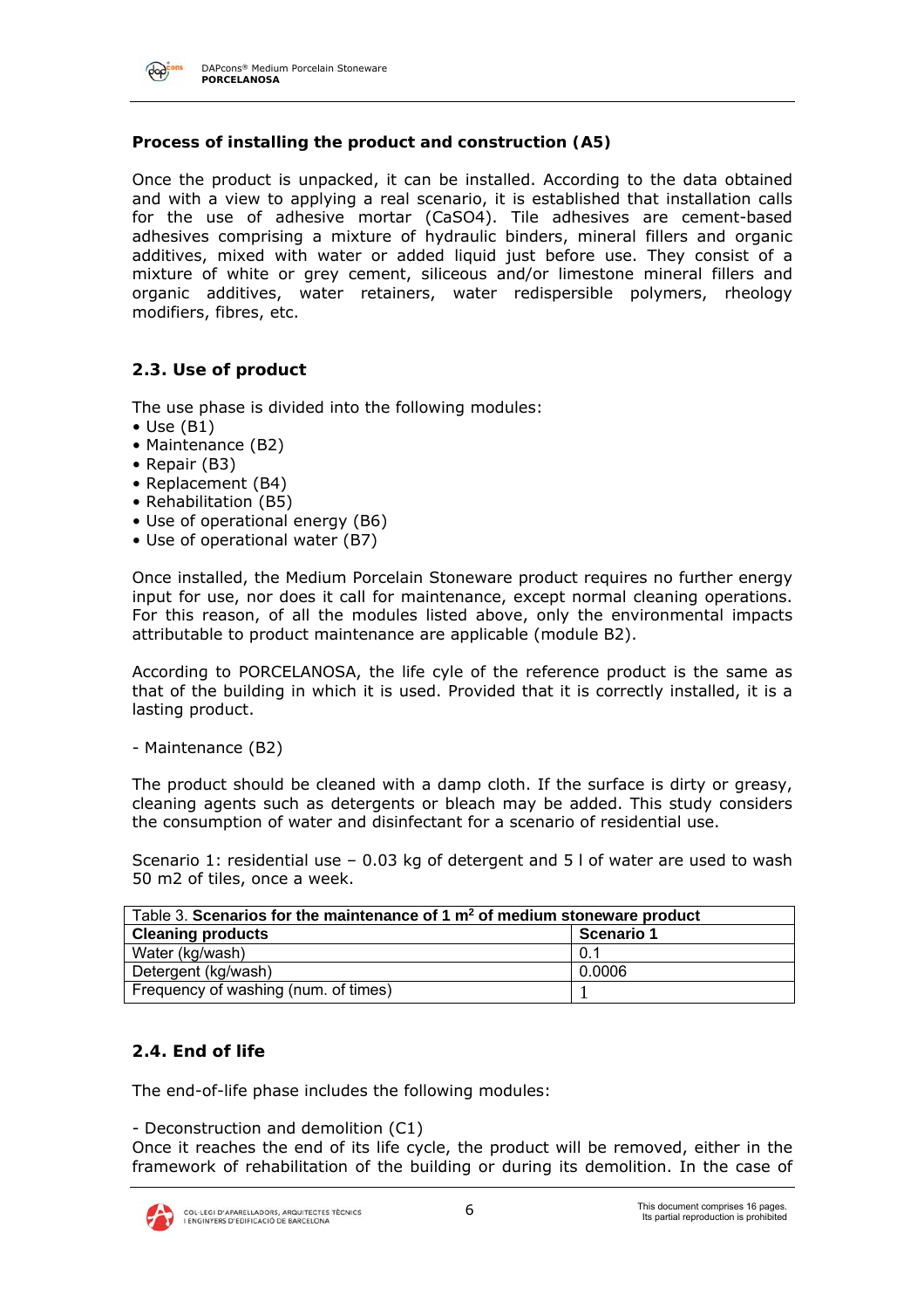**Process of installing the product and construction (A5)**

Once the product is unpacked, it can be installed. According to the data obtained and with a view to applying a real scenario, it is established that installation calls for the use of adhesive mortar ($CaSO_4$). Tile adhesives are cement-based adhesives comprising a mixture of hydraulic binders, mineral fillers and organic additives, mixed with water or added liquid just before use. They consist of a mixture of white or grey cement, siliceous and/or limestone mineral fillers and organic additives, water retainers, water redispersible polymers, rheology modifiers, fibres, etc.

## 2.3. Use of product

The use phase is divided into the following modules:

- Use (B1)
- Maintenance (B2)
- Repair (B3)
- Replacement (B4)
- Rehabilitation (B5)
- Use of operational energy (B6)
- Use of operational water (B7)

Once installed, the Medium Porcelain Stoneware product requires no further energy input for use, nor does it call for maintenance, except normal cleaning operations. For this reason, of all the modules listed above, only the environmental impacts attributable to product maintenance are applicable (module B2).

According to PORCELANOSA, the life cycle of the reference product is the same as that of the building in which it is used. Provided that it is correctly installed, it is a lasting product.

- Maintenance (B2)

The product should be cleaned with a damp cloth. If the surface is dirty or greasy, cleaning agents such as detergents or bleach may be added. This study considers the consumption of water and disinfectant for a scenario of residential use.

Scenario 1: residential use – 0.03 kg of detergent and 5 l of water are used to wash 50 m2 of tiles, once a week.

Table 3. **Scenarios for the maintenance of 1 m² of medium stoneware product**

| **Cleaning products** | **Scenario 1** |
|---|---|
| Water (kg/wash) | 0.1 |
| Detergent (kg/wash) | 0.0006 |
| Frequency of washing (num. of times) | 1 |

## 2.4. End of life

The end-of-life phase includes the following modules:

- Deconstruction and demolition (C1)

Once it reaches the end of its life cycle, the product will be removed, either in the framework of rehabilitation of the building or during its demolition. In the case of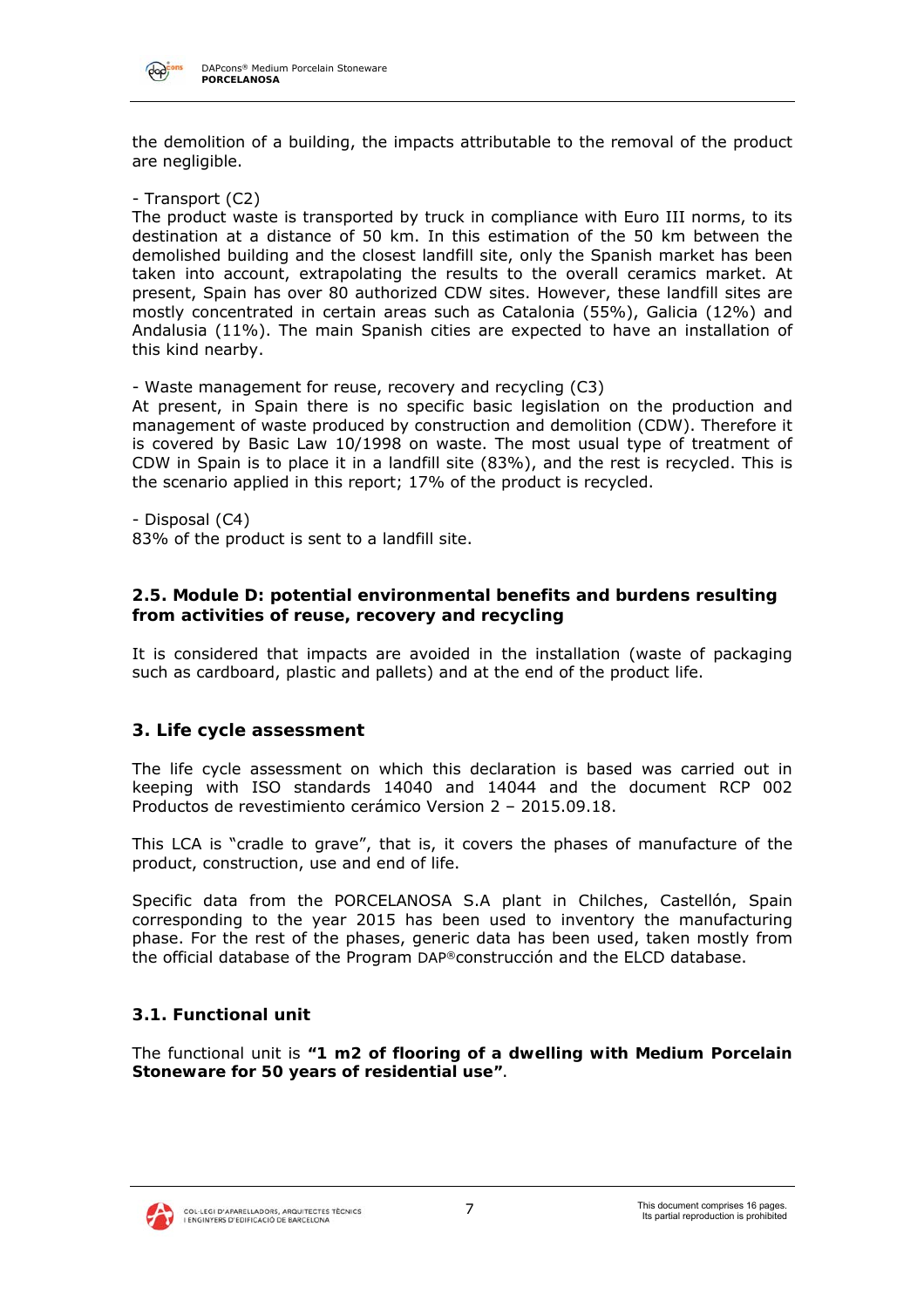the demolition of a building, the impacts attributable to the removal of the product are negligible.

- Transport (C2)

The product waste is transported by truck in compliance with Euro III norms, to its destination at a distance of 50 km. In this estimation of the 50 km between the demolished building and the closest landfill site, only the Spanish market has been taken into account, extrapolating the results to the overall ceramics market. At present, Spain has over 80 authorized CDW sites. However, these landfill sites are mostly concentrated in certain areas such as Catalonia (55%), Galicia (12%) and Andalusia (11%). The main Spanish cities are expected to have an installation of this kind nearby.

- Waste management for reuse, recovery and recycling (C3)

At present, in Spain there is no specific basic legislation on the production and management of waste produced by construction and demolition (CDW). Therefore it is covered by Basic Law 10/1998 on waste. The most usual type of treatment of CDW in Spain is to place it in a landfill site (83%), and the rest is recycled. This is the scenario applied in this report; 17% of the product is recycled.

- Disposal (C4)

83% of the product is sent to a landfill site.

### 2.5. Module D: potential environmental benefits and burdens resulting from activities of reuse, recovery and recycling

It is considered that impacts are avoided in the installation (waste of packaging such as cardboard, plastic and pallets) and at the end of the product life.

## 3. Life cycle assessment

The life cycle assessment on which this declaration is based was carried out in keeping with ISO standards 14040 and 14044 and the document RCP 002 Productos de revestimiento cerámico Version 2 – 2015.09.18.

This LCA is "cradle to grave", that is, it covers the phases of manufacture of the product, construction, use and end of life.

Specific data from the PORCELANOSA S.A plant in Chilches, Castellón, Spain corresponding to the year 2015 has been used to inventory the manufacturing phase. For the rest of the phases, generic data has been used, taken mostly from the official database of the Program DAP®construcción and the ELCD database.

### 3.1. Functional unit

The functional unit is **"1 m2 of flooring of a dwelling with Medium Porcelain Stoneware for 50 years of residential use"**.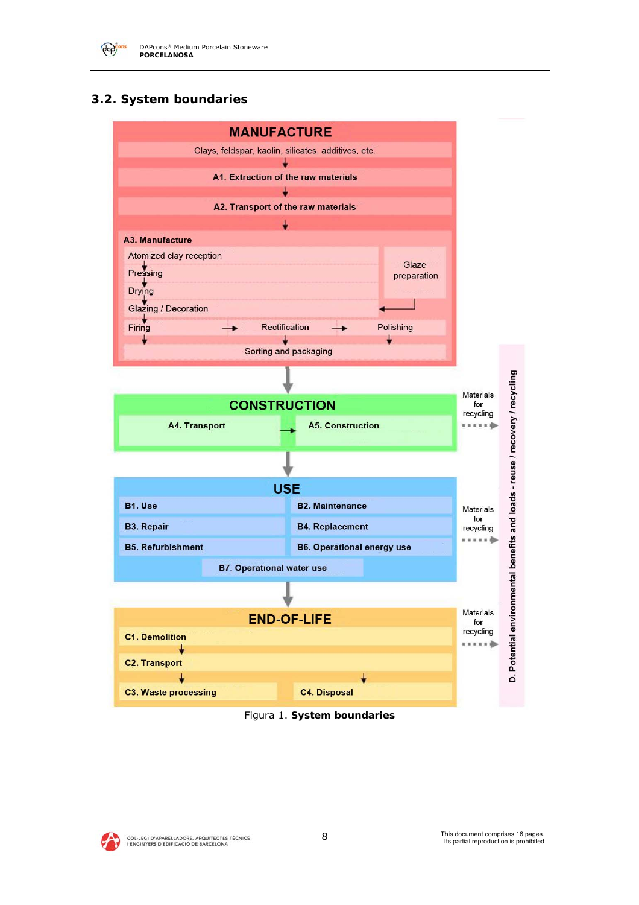## 3.2. System boundaries

**MANUFACTURE**

Clays, feldspar, kaolin, silicates, additives, etc.

↓

**A1. Extraction of the raw materials**

↓

**A2. Transport of the raw materials**

↓

**A3. Manufacture**

- Atomized clay reception
- Pressing
- Drying
- Glazing / Decoration (← Glaze preparation)
- Firing → Rectification → Polishing
- Sorting and packaging

↓

**CONSTRUCTION**

**A4. Transport** → **A5. Construction**

Materials for recycling

↓

**USE**

- **B1. Use**
- **B2. Maintenance**
- **B3. Repair**
- **B4. Replacement**
- **B5. Refurbishment**
- **B6. Operational energy use**
- **B7. Operational water use**

Materials for recycling

↓

**END-OF-LIFE**

- **C1. Demolition**
- **C2. Transport**
- **C3. Waste processing**
- **C4. Disposal**

Materials for recycling

**D. Potential environmental benefits and loads - reuse / recovery / recycling**

Figura 1. **System boundaries**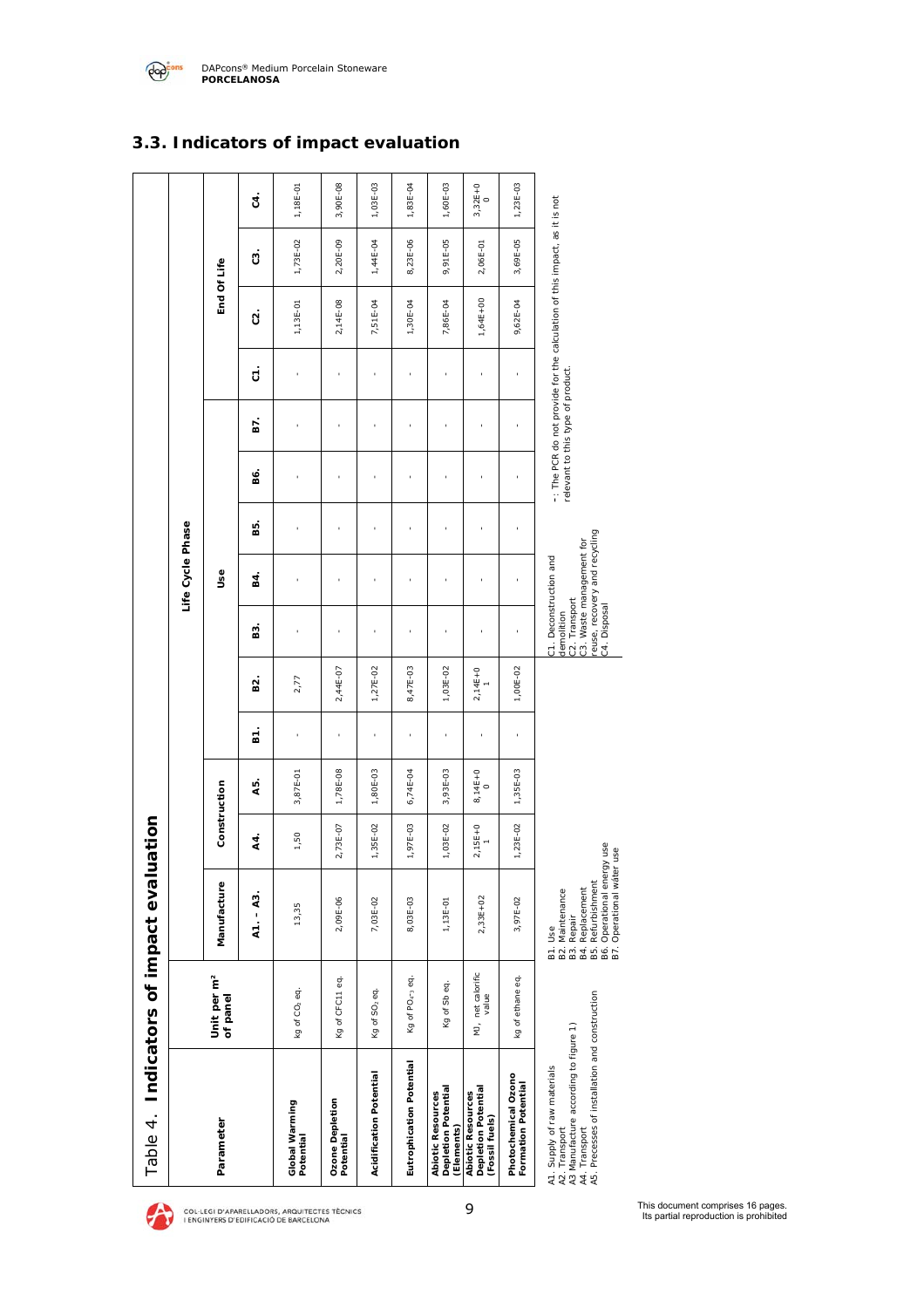## 3.3. Indicators of impact evaluation

Table 4. **Indicators of impact evaluation**

| Parameter | Unit per m² of panel | Manufacture | Construction | | Life Cycle Phase / Use | | | | | | | End Of Life | | | |
|---|---|---|---|---|---|---|---|---|---|---|---|---|---|---|---|
| | | A1. - A3. | A4. | A5. | B1. | B2. | B3. | B4. | B5. | B6. | B7. | C1. | C2. | C3. | C4. |
| **Global Warming Potential** | kg of $CO_2$ eq. | 13,35 | 1,50 | 3,87E-01 | - | 2,77 | - | - | - | - | - | - | 1,13E-01 | 1,73E-02 | 1,18E-01 |
| **Ozone Depletion Potential** | Kg of CFC11 eq. | 2,09E-06 | 2,73E-07 | 1,78E-08 | - | 2,44E-07 | - | - | - | - | - | - | 2,14E-08 | 2,20E-09 | 3,90E-08 |
| **Acidification Potential** | Kg of $SO_2$ eq. | 7,03E-02 | 1,35E-02 | 1,80E-03 | - | 1,27E-02 | - | - | - | - | - | - | 7,51E-04 | 1,44E-04 | 1,03E-03 |
| **Eutrophication Potential** | Kg of $PO_4^{3-}$ eq. | 8,03E-03 | 1,97E-03 | 6,74E-04 | - | 8,47E-03 | - | - | - | - | - | - | 1,30E-04 | 8,23E-06 | 1,83E-04 |
| **Abiotic Resources Depletion Potential (Elements)** | Kg of Sb eq. | 1,13E-01 | 1,03E-02 | 3,93E-03 | - | 1,03E-02 | - | - | - | - | - | - | 7,86E-04 | 9,91E-05 | 1,60E-03 |
| **Abiotic Resources Depletion Potential (Fossil fuels)** | MJ, net calorific value | 2,33E+02 | 2,15E+01 | 8,14E+00 | - | 2,14E+01 | - | - | - | - | - | - | 1,64E+00 | 2,06E-01 | 3,32E+00 |
| **Photochemical Ozono Formation Potential** | kg of ethane eq. | 3,97E-02 | 1,23E-02 | 1,35E-03 | - | 1,00E-02 | - | - | - | - | - | - | 9,62E-04 | 3,69E-05 | 1,23E-03 |

A1. Supply of raw materials
A2. Transport
A3 Manufacture according to figure 1)
A4. Transport
A5. Precesses of installation and construction

B1. Use
B2. Maintenance
B3. Repair
B4. Replacement
B5. Refurbishment
B6. Operational energy use
B7. Operational wáter use

C1. Deconstruction and demolition
C2. Transport
C3. Waste management for reuse, recovery and recycling
C4. Disposal

-: The PCR do not provide for the calculation of this impact, as it is not relevant to this type of product.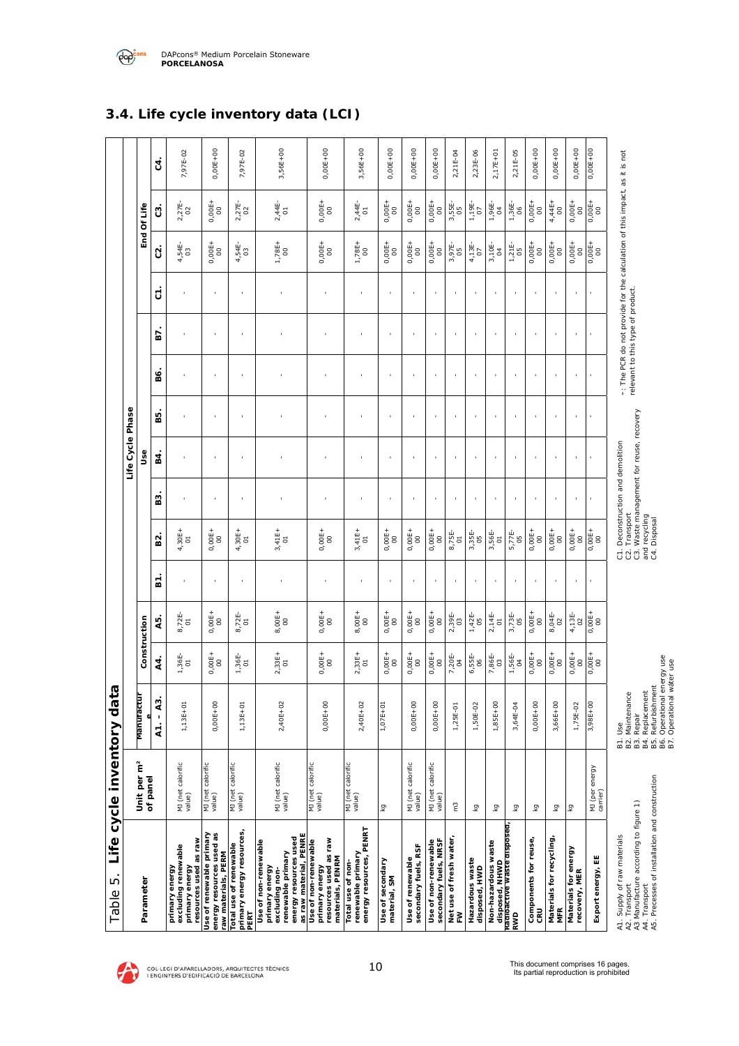## 3.4. Life cycle inventory data (LCI)

Table 5. Life cycle inventory data

| Parameter | Unit per m² of panel | Manufacture | Construction | | Life Cycle Phase | | | | | | | End Of Life | | | |
|---|---|---|---|---|---|---|---|---|---|---|---|---|---|---|---|
| | | | | | Use | | | | | | | | | | |
| | | A1. - A3. | A4. | A5. | B1. | B2. | B3. | B4. | B5. | B6. | B7. | C1. | C2. | C3. | C4. |
| Use of renewable primary energy excluding renewable primary energy resources used as raw materials, PERE | MJ (net calorific value) | 1,13E+01 | 1,36E-01 | 8,72E-01 | - | 4,30E+01 | - | - | - | - | - | - | 4,54E-03 | 2,27E-02 | 7,97E-02 |
| Use of renewable primary energy resources used as raw materials, PERM | MJ (net calorific value) | 0,00E+00 | 0,00E+00 | 0,00E+00 | - | 0,00E+00 | - | - | - | - | - | - | 0,00E+00 | 0,00E+00 | 0,00E+00 |
| Total use of renewable primary energy resources, PERT | MJ (net calorific value) | 1,13E+01 | 1,36E-01 | 8,72E-01 | - | 4,30E+01 | - | - | - | - | - | - | 4,54E-03 | 2,27E-02 | 7,97E-02 |
| Use of non-renewable primary energy excluding non-renewable primary energy resources used as raw material, PENRE | MJ (net calorific value) | 2,40E+02 | 2,33E+01 | 8,00E+00 | - | 3,41E+01 | - | - | - | - | - | - | 1,78E+00 | 2,44E-01 | 3,56E+00 |
| Use of non-renewable primary energy resources used as raw materials, PENRM | MJ (net calorific value) | 0,00E+00 | 0,00E+00 | 0,00E+00 | - | 0,00E+00 | - | - | - | - | - | - | 0,00E+00 | 0,00E+00 | 0,00E+00 |
| Total use of non-renewable primary energy resources, PENRT | MJ (net calorific value) | 2,40E+02 | 2,33E+01 | 8,00E+00 | - | 3,41E+01 | - | - | - | - | - | - | 1,78E+00 | 2,44E-01 | 3,56E+00 |
| Use of secondary material, SM | kg | 1,07E+01 | 0,00E+00 | 0,00E+00 | - | 0,00E+00 | - | - | - | - | - | - | 0,00E+00 | 0,00E+00 | 0,00E+00 |
| Use of renewable secondary fuels, RSF | MJ (net calorific value) | 0,00E+00 | 0,00E+00 | 0,00E+00 | - | 0,00E+00 | - | - | - | - | - | - | 0,00E+00 | 0,00E+00 | 0,00E+00 |
| Use of non-renewable secondary fuels, NRSF | MJ (net calorific value) | 0,00E+00 | 0,00E+00 | 0,00E+00 | - | 0,00E+00 | - | - | - | - | - | - | 0,00E+00 | 0,00E+00 | 0,00E+00 |
| Net use of fresh water, FW | m3 | 1,25E-01 | 7,20E-04 | 2,39E-03 | - | 8,75E-01 | - | - | - | - | - | - | 3,97E-05 | 3,55E-05 | 2,21E-04 |
| Hazardous waste disposed, HWD | kg | 1,50E-02 | 6,55E-06 | 1,42E-05 | - | 3,35E-05 | - | - | - | - | - | - | 4,13E-07 | 1,19E-07 | 2,23E-06 |
| Non-hazardous waste disposed, NHWD | kg | 1,85E+00 | 7,86E-03 | 2,14E-01 | - | 3,56E-01 | - | - | - | - | - | - | 3,10E-04 | 1,96E-04 | 2,17E+01 |
| Radioactive waste disposed, RWD | kg | 3,64E-04 | 1,56E-04 | 3,73E-05 | - | 5,77E-05 | - | - | - | - | - | - | 1,21E-05 | 1,36E-06 | 2,21E-05 |
| Components for reuse, CRU | kg | 0,00E+00 | 0,00E+00 | 0,00E+00 | - | 0,00E+00 | - | - | - | - | - | - | 0,00E+00 | 0,00E+00 | 0,00E+00 |
| Materials for recycling, MFR | kg | 3,66E+00 | 0,00E+00 | 8,04E-02 | - | 0,00E+00 | - | - | - | - | - | - | 0,00E+00 | 4,44E+00 | 0,00E+00 |
| Materials for energy recovery, MER | kg | 1,75E-02 | 0,00E+00 | 4,13E-02 | - | 0,00E+00 | - | - | - | - | - | - | 0,00E+00 | 0,00E+00 | 0,00E+00 |
| Export energy, EE | MJ (per energy carrier) | 3,98E+00 | 0,00E+00 | 0,00E+00 | - | 0,00E+00 | - | - | - | - | - | - | 0,00E+00 | 0,00E+00 | 0,00E+00 |

A1. Supply of raw materials
A2. Transport
A3 Manufacture according to figure 1)
A4. Transport
A5. Processes of installation and construction

B1. Use
B2. Maintenance
B3. Repair
B4. Replacement
B5. Refurbishment
B6. Operational energy use
B7. Operational water use

C1. Deconstruction and demolition
C2. Transport
C3. Waste management for reuse, recovery and recycling
C4. Disposal

- : The PCR do not provide for the calculation of this impact, as it is not relevant to this type of product.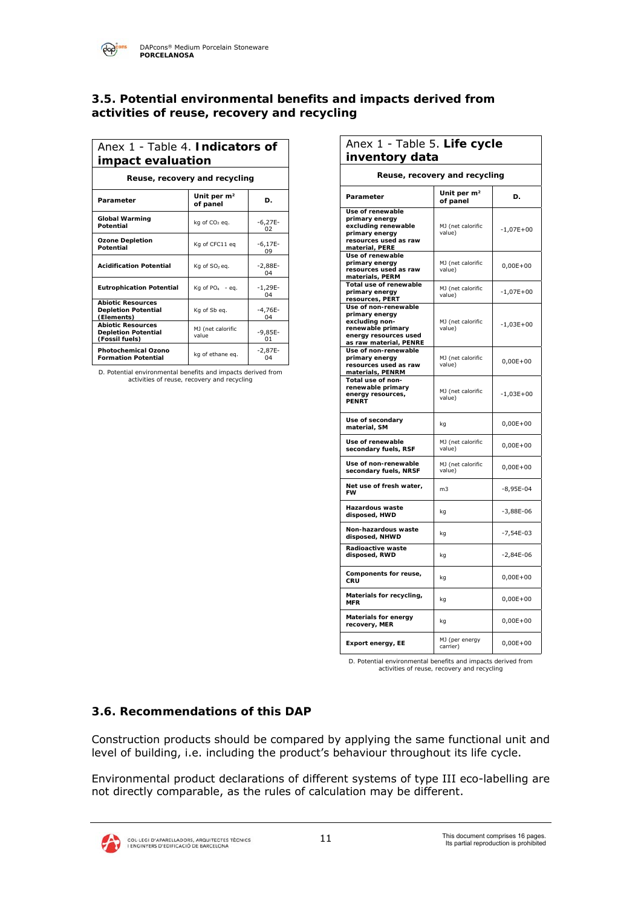### 3.5. Potential environmental benefits and impacts derived from activities of reuse, recovery and recycling

| Anex 1 - Table 4. **Indicators of impact evaluation** | | |
|---|---|---|
| **Reuse, recovery and recycling** | | |
| **Parameter** | **Unit per m² of panel** | **D.** |
| **Global Warming Potential** | kg of $CO_2$ eq. | -6,27E-02 |
| **Ozone Depletion Potential** | Kg of CFC11 eq | -6,17E-09 |
| **Acidification Potential** | Kg of $SO_2$ eq. | -2,88E-04 |
| **Eutrophication Potential** | Kg of $PO_4$ - eq. | -1,29E-04 |
| **Abiotic Resources Depletion Potential (Elements)** | Kg of Sb eq. | -4,76E-04 |
| **Abiotic Resources Depletion Potential (Fossil fuels)** | MJ (net calorific value | -9,85E-01 |
| **Photochemical Ozono Formation Potential** | kg of ethane eq. | -2,87E-04 |

D. Potential environmental benefits and impacts derived from activities of reuse, recovery and recycling

| Anex 1 - Table 5. **Life cycle inventory data** | | |
|---|---|---|
| **Reuse, recovery and recycling** | | |
| **Parameter** | **Unit per m² of panel** | **D.** |
| **Use of renewable primary energy excluding renewable primary energy resources used as raw material, PERE** | MJ (net calorific value) | -1,07E+00 |
| **Use of renewable primary energy resources used as raw materials, PERM** | MJ (net calorific value) | 0,00E+00 |
| **Total use of renewable primary energy resources, PERT** | MJ (net calorific value) | -1,07E+00 |
| **Use of non-renewable primary energy excluding non-renewable primary energy resources used as raw material, PENRE** | MJ (net calorific value) | -1,03E+00 |
| **Use of non-renewable primary energy resources used as raw materials, PENRM** | MJ (net calorific value) | 0,00E+00 |
| **Total use of non-renewable primary energy resources, PENRT** | MJ (net calorific value) | -1,03E+00 |
| **Use of secondary material, SM** | kg | 0,00E+00 |
| **Use of renewable secondary fuels, RSF** | MJ (net calorific value) | 0,00E+00 |
| **Use of non-renewable secondary fuels, NRSF** | MJ (net calorific value) | 0,00E+00 |
| **Net use of fresh water, FW** | m3 | -8,95E-04 |
| **Hazardous waste disposed, HWD** | kg | -3,88E-06 |
| **Non-hazardous waste disposed, NHWD** | kg | -7,54E-03 |
| **Radioactive waste disposed, RWD** | kg | -2,84E-06 |
| **Components for reuse, CRU** | kg | 0,00E+00 |
| **Materials for recycling, MFR** | kg | 0,00E+00 |
| **Materials for energy recovery, MER** | kg | 0,00E+00 |
| **Export energy, EE** | MJ (per energy carrier) | 0,00E+00 |

D. Potential environmental benefits and impacts derived from activities of reuse, recovery and recycling

### 3.6. Recommendations of this DAP

Construction products should be compared by applying the same functional unit and level of building, i.e. including the product's behaviour throughout its life cycle.

Environmental product declarations of different systems of type III eco-labelling are not directly comparable, as the rules of calculation may be different.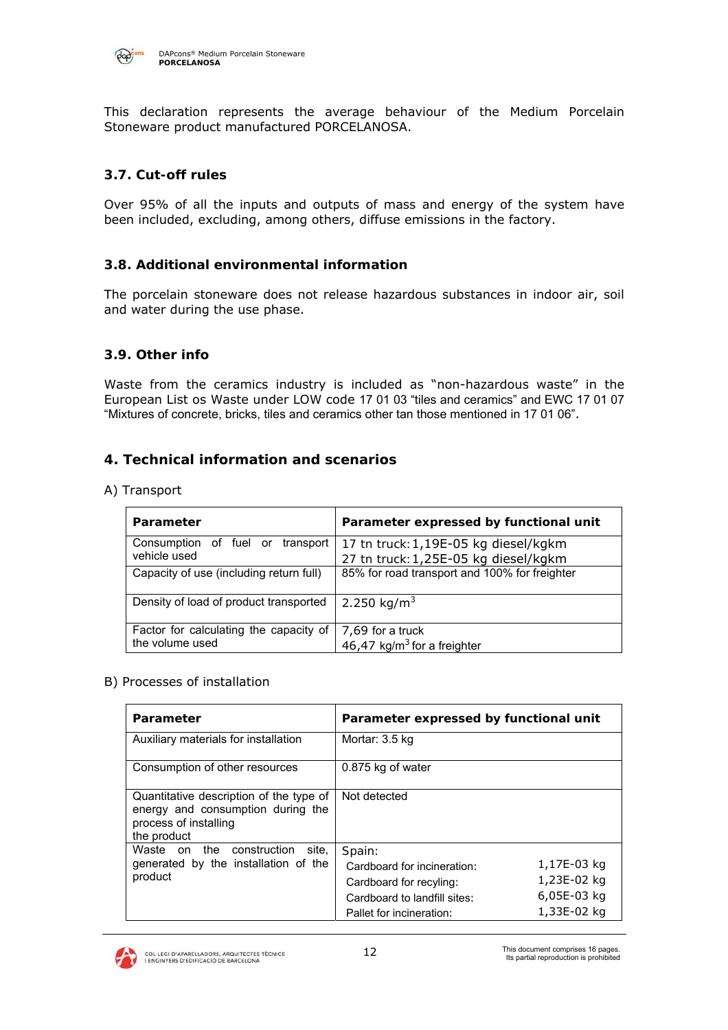This declaration represents the average behaviour of the Medium Porcelain Stoneware product manufactured PORCELANOSA.

### 3.7. Cut-off rules

Over 95% of all the inputs and outputs of mass and energy of the system have been included, excluding, among others, diffuse emissions in the factory.

### 3.8. Additional environmental information

The porcelain stoneware does not release hazardous substances in indoor air, soil and water during the use phase.

### 3.9. Other info

Waste from the ceramics industry is included as "non-hazardous waste" in the European List os Waste under LOW code 17 01 03 "tiles and ceramics" and EWC 17 01 07 "Mixtures of concrete, bricks, tiles and ceramics other tan those mentioned in 17 01 06".

## 4. Technical information and scenarios

A) Transport

| Parameter | Parameter expressed by functional unit |
|---|---|
| Consumption of fuel or transport vehicle used | 17 tn truck: 1,19E-05 kg diesel/kgkm<br>27 tn truck: 1,25E-05 kg diesel/kgkm |
| Capacity of use (including return full) | 85% for road transport and 100% for freighter |
| Density of load of product transported | 2.250 kg/m$^3$ |
| Factor for calculating the capacity of the volume used | 7,69 for a truck<br>46,47 kg/m$^3$ for a freighter |

B) Processes of installation

| Parameter | Parameter expressed by functional unit | |
|---|---|---|
| Auxiliary materials for installation | Mortar: 3.5 kg | |
| Consumption of other resources | 0.875 kg of water | |
| Quantitative description of the type of energy and consumption during the process of installing the product | Not detected | |
| Waste on the construction site, generated by the installation of the product | Spain: | |
| | Cardboard for incineration: | 1,17E-03 kg |
| | Cardboard for recyling: | 1,23E-02 kg |
| | Cardboard to landfill sites: | 6,05E-03 kg |
| | Pallet for incineration: | 1,33E-02 kg |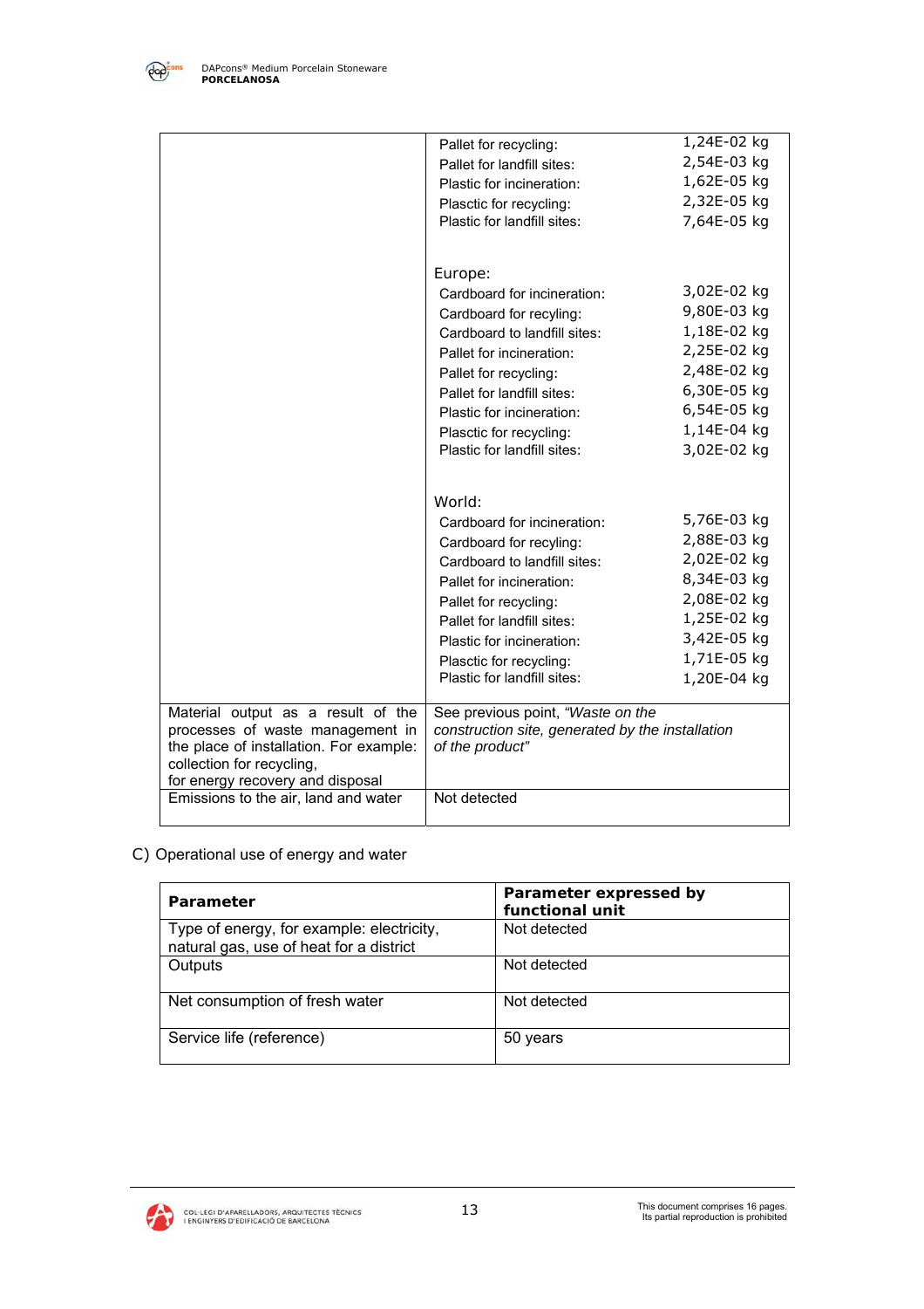| | |
|---|---|
| | Pallet for recycling: 1,24E-02 kg<br>Pallet for landfill sites: 2,54E-03 kg<br>Plastic for incineration: 1,62E-05 kg<br>Plasctic for recycling: 2,32E-05 kg<br>Plastic for landfill sites: 7,64E-05 kg<br><br>Europe:<br>Cardboard for incineration: 3,02E-02 kg<br>Cardboard for recyling: 9,80E-03 kg<br>Cardboard to landfill sites: 1,18E-02 kg<br>Pallet for incineration: 2,25E-02 kg<br>Pallet for recycling: 2,48E-02 kg<br>Pallet for landfill sites: 6,30E-05 kg<br>Plastic for incineration: 6,54E-05 kg<br>Plasctic for recycling: 1,14E-04 kg<br>Plastic for landfill sites: 3,02E-02 kg<br><br>World:<br>Cardboard for incineration: 5,76E-03 kg<br>Cardboard for recyling: 2,88E-03 kg<br>Cardboard to landfill sites: 2,02E-02 kg<br>Pallet for incineration: 8,34E-03 kg<br>Pallet for recycling: 2,08E-02 kg<br>Pallet for landfill sites: 1,25E-02 kg<br>Plastic for incineration: 3,42E-05 kg<br>Plasctic for recycling: 1,71E-05 kg<br>Plastic for landfill sites: 1,20E-04 kg |
| Material output as a result of the processes of waste management in the place of installation. For example: collection for recycling, for energy recovery and disposal | See previous point, *"Waste on the construction site, generated by the installation of the product"* |
| Emissions to the air, land and water | Not detected |

C) Operational use of energy and water

| **Parameter** | **Parameter expressed by functional unit** |
|---|---|
| Type of energy, for example: electricity, natural gas, use of heat for a district | Not detected |
| Outputs | Not detected |
| Net consumption of fresh water | Not detected |
| Service life (reference) | 50 years |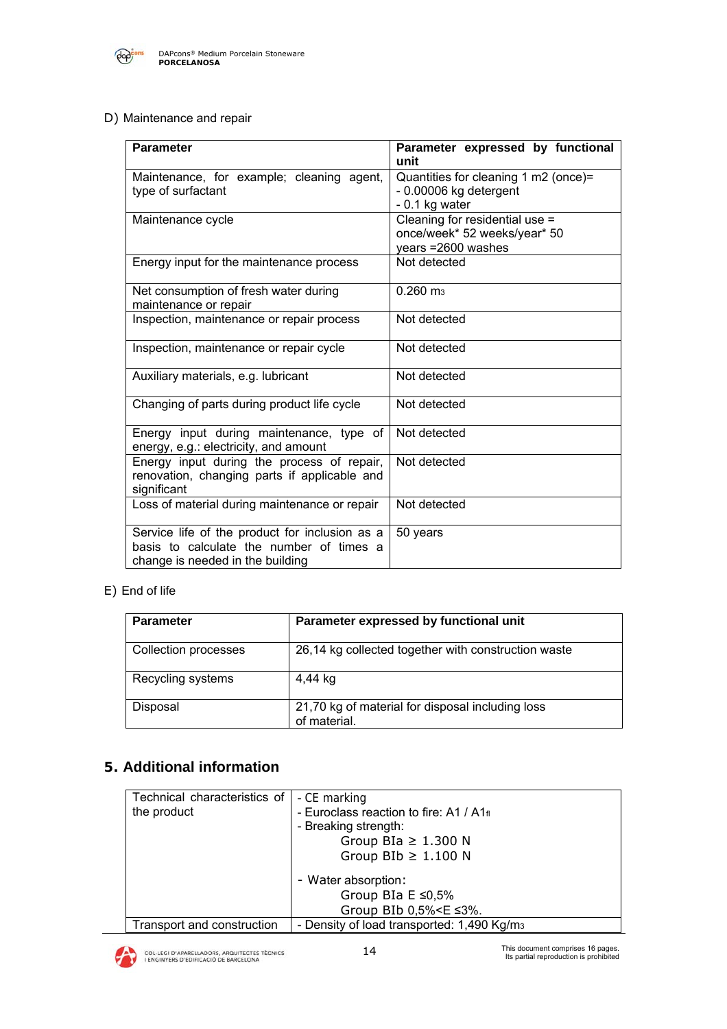D) Maintenance and repair

| Parameter | Parameter expressed by functional unit |
|---|---|
| Maintenance, for example; cleaning agent, type of surfactant | Quantities for cleaning 1 m2 (once)=<br>- 0.00006 kg detergent<br>- 0.1 kg water |
| Maintenance cycle | Cleaning for residential use = once/week* 52 weeks/year* 50 years =2600 washes |
| Energy input for the maintenance process | Not detected |
| Net consumption of fresh water during maintenance or repair | 0.260 $m^3$ |
| Inspection, maintenance or repair process | Not detected |
| Inspection, maintenance or repair cycle | Not detected |
| Auxiliary materials, e.g. lubricant | Not detected |
| Changing of parts during product life cycle | Not detected |
| Energy input during maintenance, type of energy, e.g.: electricity, and amount | Not detected |
| Energy input during the process of repair, renovation, changing parts if applicable and significant | Not detected |
| Loss of material during maintenance or repair | Not detected |
| Service life of the product for inclusion as a basis to calculate the number of times a change is needed in the building | 50 years |

E) End of life

| Parameter | Parameter expressed by functional unit |
|---|---|
| Collection processes | 26,14 kg collected together with construction waste |
| Recycling systems | 4,44 kg |
| Disposal | 21,70 kg of material for disposal including loss of material. |

## 5. Additional information

| | |
|---|---|
| Technical characteristics of the product | - CE marking<br>- Euroclass reaction to fire: A1 / A1$_{fl}$<br>- Breaking strength:<br>Group BIa ≥ 1.300 N<br>Group BIb ≥ 1.100 N<br>- Water absorption:<br>Group BIa E ≤0,5%<br>Group BIb 0,5%<E ≤3%. |
| Transport and construction | - Density of load transported: 1,490 Kg/$m^3$ |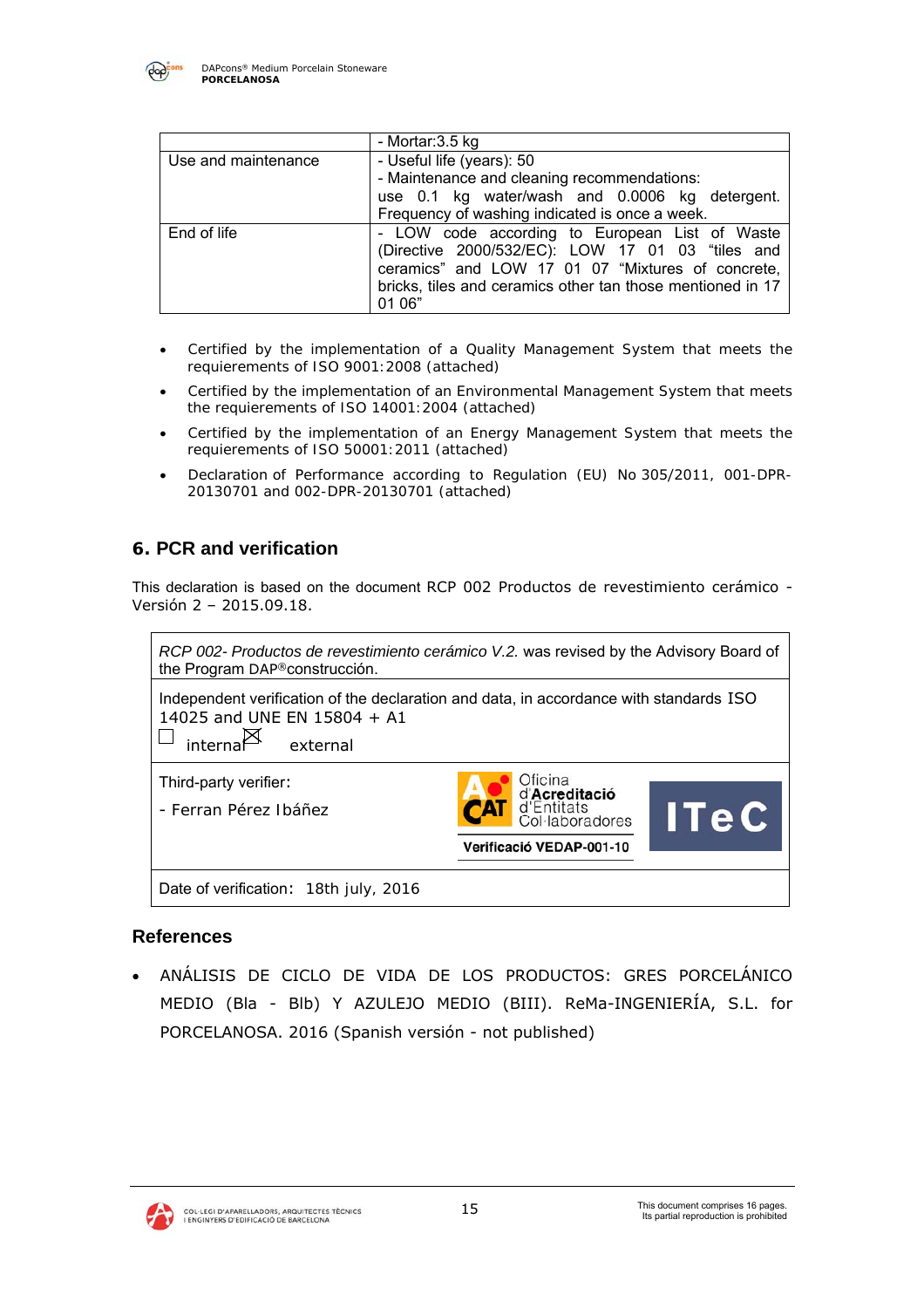| | - Mortar:3.5 kg |
|---|---|
| Use and maintenance | - Useful life (years): 50<br>- Maintenance and cleaning recommendations:<br>use 0.1 kg water/wash and 0.0006 kg detergent. Frequency of washing indicated is once a week. |
| End of life | - LOW code according to European List of Waste (Directive 2000/532/EC): LOW 17 01 03 "tiles and ceramics" and LOW 17 01 07 "Mixtures of concrete, bricks, tiles and ceramics other tan those mentioned in 17 01 06" |

- Certified by the implementation of a Quality Management System that meets the requierements of ISO 9001:2008 (attached)
- Certified by the implementation of an Environmental Management System that meets the requierements of ISO 14001:2004 (attached)
- Certified by the implementation of an Energy Management System that meets the requierements of ISO 50001:2011 (attached)
- Declaration of Performance according to Regulation (EU) No 305/2011, 001-DPR-20130701 and 002-DPR-20130701 (attached)

## 6. PCR and verification

This declaration is based on the document RCP 002 Productos de revestimiento cerámico - Versión 2 – 2015.09.18.

| *RCP 002- Productos de revestimiento cerámico V.2.* was revised by the Advisory Board of the Program DAP®construcción. | |
|---|---|
| Independent verification of the declaration and data, in accordance with standards ISO 14025 and UNE EN 15804 + A1<br>☐ internal ☒ external | |
| Third-party verifier:<br>- Ferran Pérez Ibáñez | Oficina d'Acreditació d'Entitats Col·laboradores<br>Verificació VEDAP-001-10<br>ITeC |
| Date of verification: 18th july, 2016 | |

## References

- ANÁLISIS DE CICLO DE VIDA DE LOS PRODUCTOS: GRES PORCELÁNICO MEDIO (Bla - Blb) Y AZULEJO MEDIO (BIII). ReMa-INGENIERÍA, S.L. for PORCELANOSA. 2016 (Spanish versión - not published)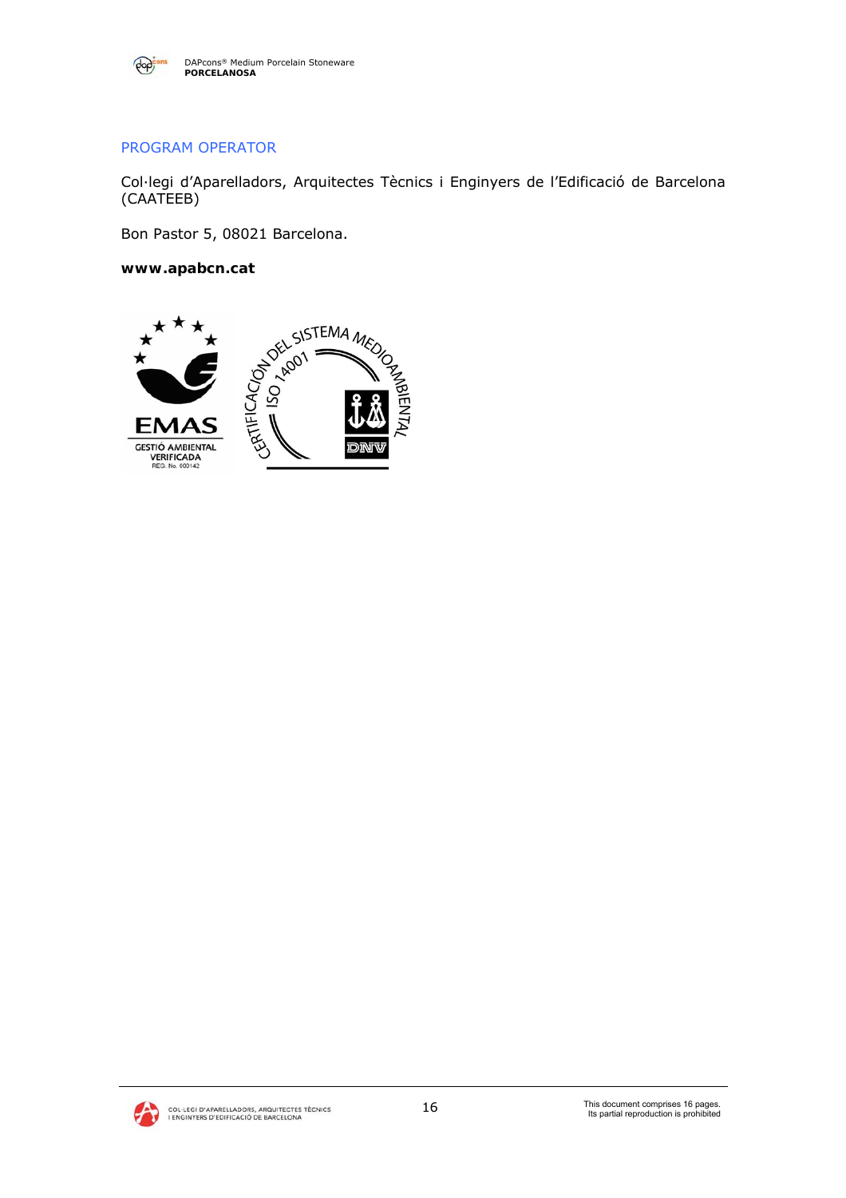## PROGRAM OPERATOR

Col·legi d'Aparelladors, Arquitectes Tècnics i Enginyers de l'Edificació de Barcelona (CAATEEB)

Bon Pastor 5, 08021 Barcelona.

**www.apabcn.cat**

EMAS

GESTIÓ AMBIENTAL VERIFICADA

REG. No. 000142

CERTIFICACIÓN DEL SISTEMA MEDIOAMBIENTAL

ISO 14001

DNV